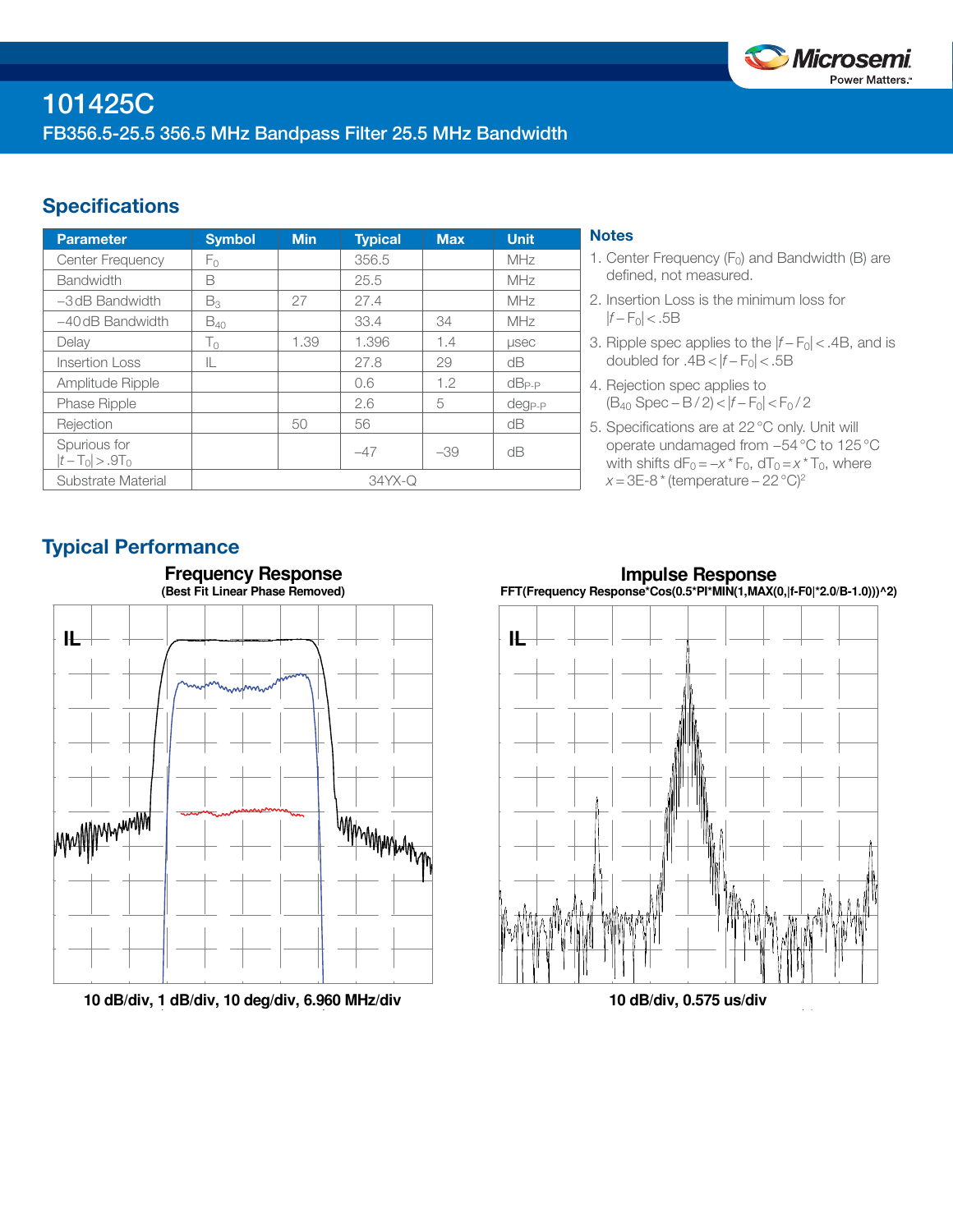# 101425C

## FB356.5-25.5 356.5 MHz Bandpass Filter 25.5 MHz Bandwidth

## Specifications

| Parameter | Symbol | Min | Typical | Max | Unit |
|---|---|---|---|---|---|
| Center Frequency | $F_0$ | | 356.5 | | MHz |
| Bandwidth | B | | 25.5 | | MHz |
| −3 dB Bandwidth | $B_3$ | 27 | 27.4 | | MHz |
| −40 dB Bandwidth | $B_{40}$ | | 33.4 | 34 | MHz |
| Delay | $T_0$ | 1.39 | 1.396 | 1.4 | µsec |
| Insertion Loss | IL | | 27.8 | 29 | dB |
| Amplitude Ripple | | | 0.6 | 1.2 | $dB_{P-P}$ |
| Phase Ripple | | | 2.6 | 5 | $deg_{P-P}$ |
| Rejection | | 50 | 56 | | dB |
| Spurious for $\|t - T_0\| > .9T_0$ | | | −47 | −39 | dB |
| Substrate Material | | | 34YX-Q | | |

### Notes

1. Center Frequency ($F_0$) and Bandwidth (B) are defined, not measured.
2. Insertion Loss is the minimum loss for $|f - F_0| < .5B$
3. Ripple spec applies to the $|f - F_0| < .4B$, and is doubled for $.4B < |f - F_0| < .5B$
4. Rejection spec applies to ($B_{40}$ Spec − B / 2) $< |f - F_0| < F_0 / 2$
5. Specifications are at 22 °C only. Unit will operate undamaged from −54 °C to 125 °C with shifts $dF_0 = -x * F_0$, $dT_0 = x * T_0$, where $x = 3E\text{-}8 * (\text{temperature} - 22\,°C)^2$

## Typical Performance

**Frequency Response**
(Best Fit Linear Phase Removed)

10 dB/div, 1 dB/div, 10 deg/div, 6.960 MHz/div

**Impulse Response**
FFT(Frequency Response*Cos(0.5*PI*MIN(1,MAX(0,|f-F0|*2.0/B-1.0)))^2)

10 dB/div, 0.575 us/div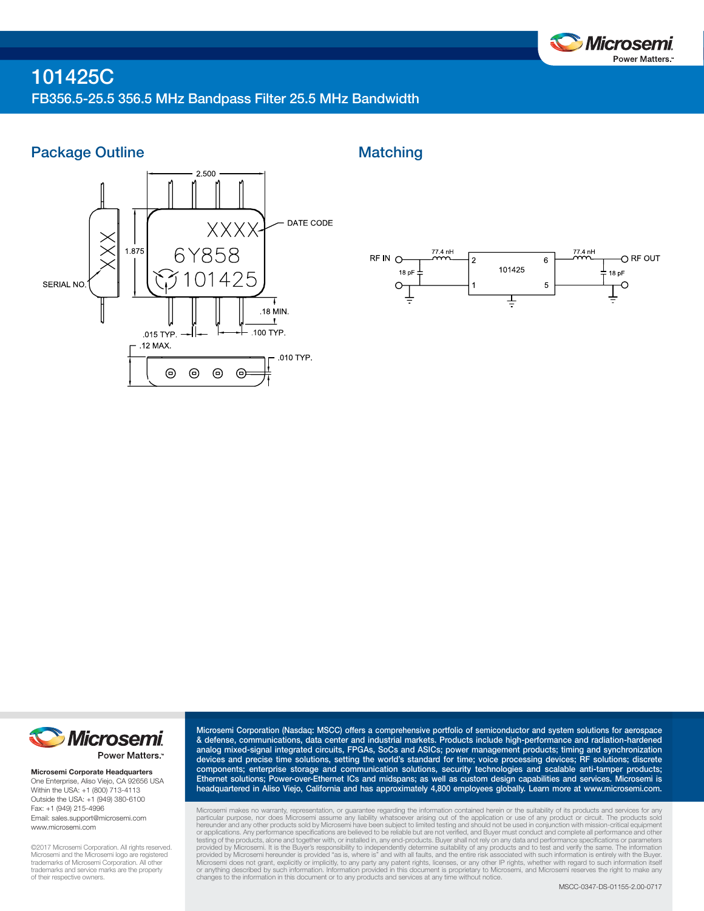# 101425C

FB356.5-25.5 356.5 MHz Bandpass Filter 25.5 MHz Bandwidth

## Package Outline

2.500

DATE CODE

XXXX

6Y858

101425

1.875

XXX

SERIAL NO.

.18 MIN.

.015 TYP.

.100 TYP.

.12 MAX.

.010 TYP.

## Matching

RF IN

77.4 nH

18 pF

2

1

101425

6

5

77.4 nH

RF OUT

18 pF

---

**Microsemi Corporate Headquarters**
One Enterprise, Aliso Viejo, CA 92656 USA
Within the USA: +1 (800) 713-4113
Outside the USA: +1 (949) 380-6100
Fax: +1 (949) 215-4996
Email: sales.support@microsemi.com
www.microsemi.com

©2017 Microsemi Corporation. All rights reserved. Microsemi and the Microsemi logo are registered trademarks of Microsemi Corporation. All other trademarks and service marks are the property of their respective owners.

Microsemi Corporation (Nasdaq: MSCC) offers a comprehensive portfolio of semiconductor and system solutions for aerospace & defense, communications, data center and industrial markets. Products include high-performance and radiation-hardened analog mixed-signal integrated circuits, FPGAs, SoCs and ASICs; power management products; timing and synchronization devices and precise time solutions, setting the world's standard for time; voice processing devices; RF solutions; discrete components; enterprise storage and communication solutions, security technologies and scalable anti-tamper products; Ethernet solutions; Power-over-Ethernet ICs and midspans; as well as custom design capabilities and services. Microsemi is headquartered in Aliso Viejo, California and has approximately 4,800 employees globally. Learn more at www.microsemi.com.

Microsemi makes no warranty, representation, or guarantee regarding the information contained herein or the suitability of its products and services for any particular purpose, nor does Microsemi assume any liability whatsoever arising out of the application or use of any product or circuit. The products sold hereunder and any other products sold by Microsemi have been subject to limited testing and should not be used in conjunction with mission-critical equipment or applications. Any performance specifications are believed to be reliable but are not verified, and Buyer must conduct and complete all performance and other testing of the products, alone and together with, or installed in, any end-products. Buyer shall not rely on any data and performance specifications or parameters provided by Microsemi. It is the Buyer's responsibility to independently determine suitability of any products and to test and verify the same. The information provided by Microsemi hereunder is provided "as is, where is" and with all faults, and the entire risk associated with such information is entirely with the Buyer. Microsemi does not grant, explicitly or implicitly, to any party any patent rights, licenses, or any other IP rights, whether with regard to such information itself or anything described by such information. Information provided in this document is proprietary to Microsemi, and Microsemi reserves the right to make any changes to the information in this document or to any products and services at any time without notice.

MSCC-0347-DS-01155-2.00-0717